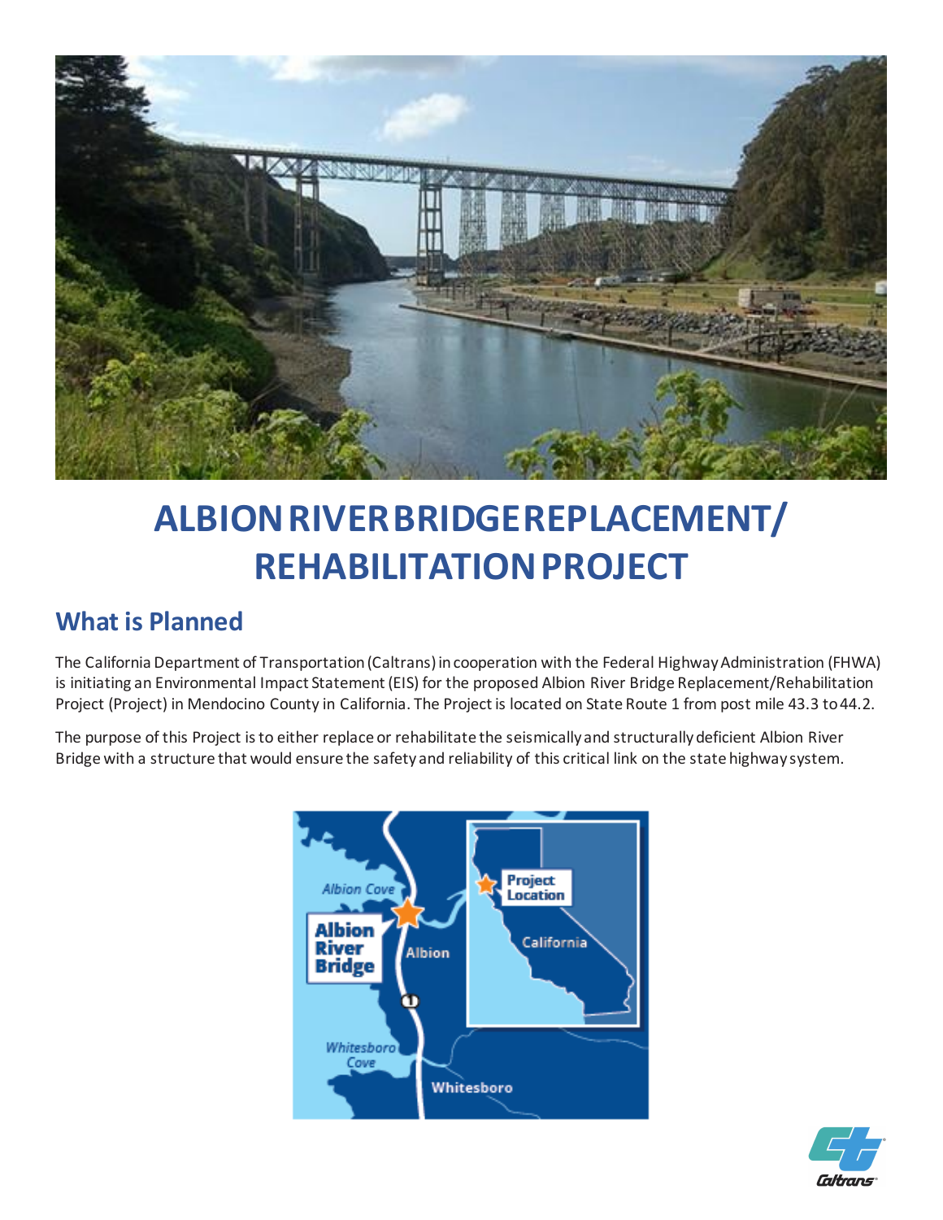# ALBION RIVER BRIDGE REPLACEMENT/ REHABILITATION PROJECT

## What is Planned

The California Department of Transportation (Caltrans) in cooperation with the Federal Highway Administration (FHWA) is initiating an Environmental Impact Statement (EIS) for the proposed Albion River Bridge Replacement/Rehabilitation Project (Project) in Mendocino County in California. The Project is located on State Route 1 from post mile 43.3 to 44.2.

The purpose of this Project is to either replace or rehabilitate the seismically and structurally deficient Albion River Bridge with a structure that would ensure the safety and reliability of this critical link on the state highway system.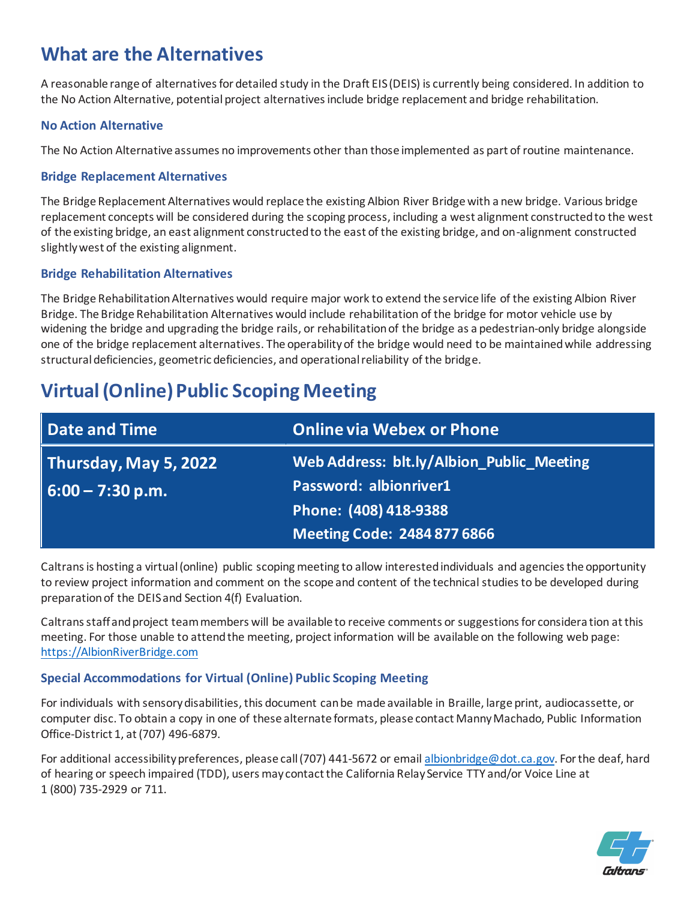## What are the Alternatives

A reasonable range of alternatives for detailed study in the Draft EIS (DEIS) is currently being considered. In addition to the No Action Alternative, potential project alternatives include bridge replacement and bridge rehabilitation.

### No Action Alternative

The No Action Alternative assumes no improvements other than those implemented as part of routine maintenance.

### Bridge Replacement Alternatives

The Bridge Replacement Alternatives would replace the existing Albion River Bridge with a new bridge. Various bridge replacement concepts will be considered during the scoping process, including a west alignment constructed to the west of the existing bridge, an east alignment constructed to the east of the existing bridge, and on-alignment constructed slightly west of the existing alignment.

### Bridge Rehabilitation Alternatives

The Bridge Rehabilitation Alternatives would require major work to extend the service life of the existing Albion River Bridge. The Bridge Rehabilitation Alternatives would include rehabilitation of the bridge for motor vehicle use by widening the bridge and upgrading the bridge rails, or rehabilitation of the bridge as a pedestrian-only bridge alongside one of the bridge replacement alternatives. The operability of the bridge would need to be maintained while addressing structural deficiencies, geometric deficiencies, and operational reliability of the bridge.

## Virtual (Online) Public Scoping Meeting

| Date and Time | Online via Webex or Phone |
|---|---|
| **Thursday, May 5, 2022**<br>**6:00 – 7:30 p.m.** | **Web Address: blt.ly/Albion_Public_Meeting**<br>**Password: albionriver1**<br>**Phone: (408) 418-9388**<br>**Meeting Code: 2484 877 6866** |

Caltrans is hosting a virtual (online) public scoping meeting to allow interested individuals and agencies the opportunity to review project information and comment on the scope and content of the technical studies to be developed during preparation of the DEIS and Section 4(f) Evaluation.

Caltrans staff and project team members will be available to receive comments or suggestions for consideration at this meeting. For those unable to attend the meeting, project information will be available on the following web page: https://AlbionRiverBridge.com

### Special Accommodations for Virtual (Online) Public Scoping Meeting

For individuals with sensory disabilities, this document can be made available in Braille, large print, audiocassette, or computer disc. To obtain a copy in one of these alternate formats, please contact Manny Machado, Public Information Office-District 1, at (707) 496-6879.

For additional accessibility preferences, please call (707) 441-5672 or email albionbridge@dot.ca.gov. For the deaf, hard of hearing or speech impaired (TDD), users may contact the California Relay Service TTY and/or Voice Line at 1 (800) 735-2929 or 711.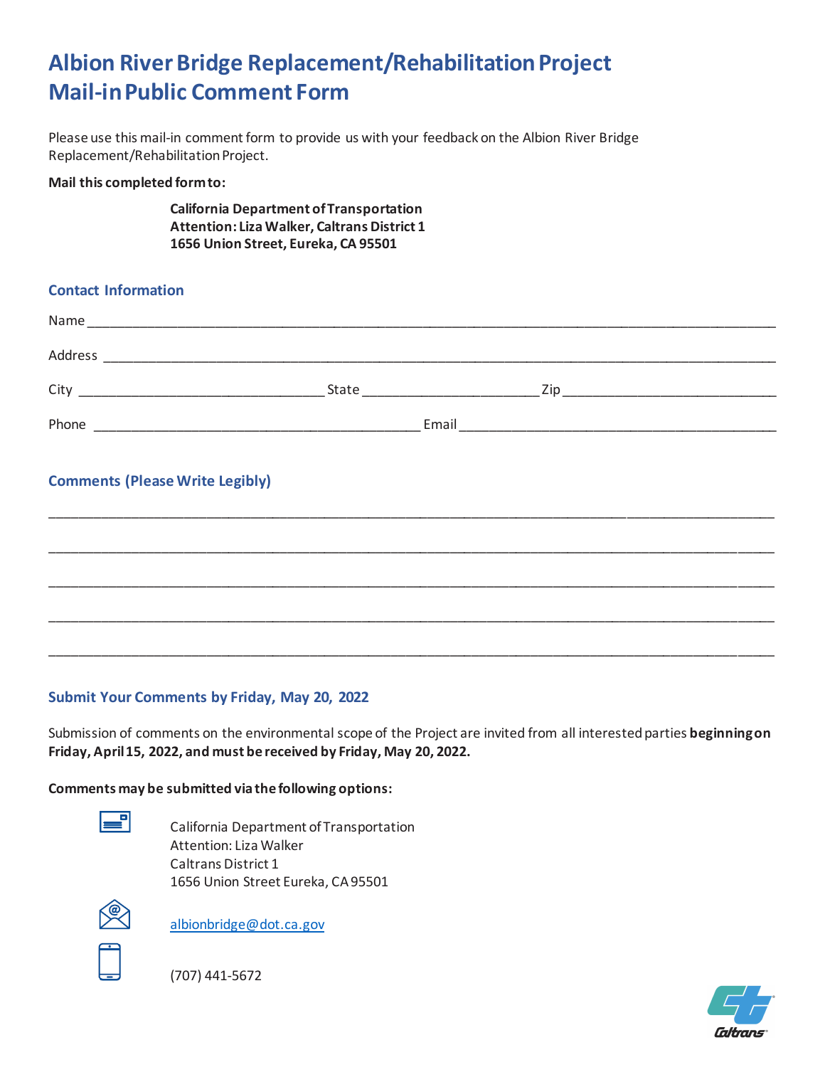# Albion River Bridge Replacement/Rehabilitation Project
# Mail-in Public Comment Form

Please use this mail-in comment form to provide us with your feedback on the Albion River Bridge Replacement/Rehabilitation Project.

**Mail this completed form to:**

**California Department of Transportation**
**Attention: Liza Walker, Caltrans District 1**
**1656 Union Street, Eureka, CA 95501**

## Contact Information

Name ______________________________________________________________________

Address ____________________________________________________________________

City ______________________________ State ____________________ Zip ________________________

Phone ________________________________________ Email ______________________________________

## Comments (Please Write Legibly)

__________________________________________________________________________________

__________________________________________________________________________________

__________________________________________________________________________________

__________________________________________________________________________________

__________________________________________________________________________________

## Submit Your Comments by Friday, May 20, 2022

Submission of comments on the environmental scope of the Project are invited from all interested parties **beginning on Friday, April 15, 2022, and must be received by Friday, May 20, 2022.**

**Comments may be submitted via the following options:**

California Department of Transportation
Attention: Liza Walker
Caltrans District 1
1656 Union Street Eureka, CA 95501

albionbridge@dot.ca.gov

(707) 441-5672

Caltrans